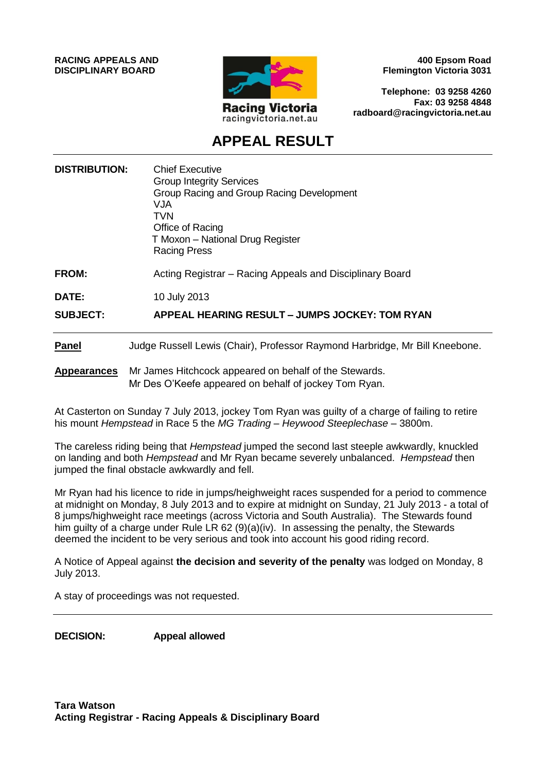**RACING APPEALS AND DISCIPLINARY BOARD**

Racing Victoria
racingvictoria.net.au

**400 Epsom Road**
**Flemington Victoria 3031**

**Telephone: 03 9258 4260**
**Fax: 03 9258 4848**
**radboard@racingvictoria.net.au**

# APPEAL RESULT

**DISTRIBUTION:** Chief Executive
Group Integrity Services
Group Racing and Group Racing Development
VJA
TVN
Office of Racing
T Moxon – National Drug Register
Racing Press

**FROM:** Acting Registrar – Racing Appeals and Disciplinary Board

**DATE:** 10 July 2013

**SUBJECT:** **APPEAL HEARING RESULT – JUMPS JOCKEY: TOM RYAN**

---

**Panel** Judge Russell Lewis (Chair), Professor Raymond Harbridge, Mr Bill Kneebone.

**Appearances** Mr James Hitchcock appeared on behalf of the Stewards.
Mr Des O'Keefe appeared on behalf of jockey Tom Ryan.

At Casterton on Sunday 7 July 2013, jockey Tom Ryan was guilty of a charge of failing to retire his mount *Hempstead* in Race 5 the *MG Trading – Heywood Steeplechase* – 3800m.

The careless riding being that *Hempstead* jumped the second last steeple awkwardly, knuckled on landing and both *Hempstead* and Mr Ryan became severely unbalanced. *Hempstead* then jumped the final obstacle awkwardly and fell.

Mr Ryan had his licence to ride in jumps/heighweight races suspended for a period to commence at midnight on Monday, 8 July 2013 and to expire at midnight on Sunday, 21 July 2013 - a total of 8 jumps/highweight race meetings (across Victoria and South Australia). The Stewards found him guilty of a charge under Rule LR 62 (9)(a)(iv). In assessing the penalty, the Stewards deemed the incident to be very serious and took into account his good riding record.

A Notice of Appeal against **the decision and severity of the penalty** was lodged on Monday, 8 July 2013.

A stay of proceedings was not requested.

---

**DECISION:** **Appeal allowed**

**Tara Watson**
**Acting Registrar - Racing Appeals & Disciplinary Board**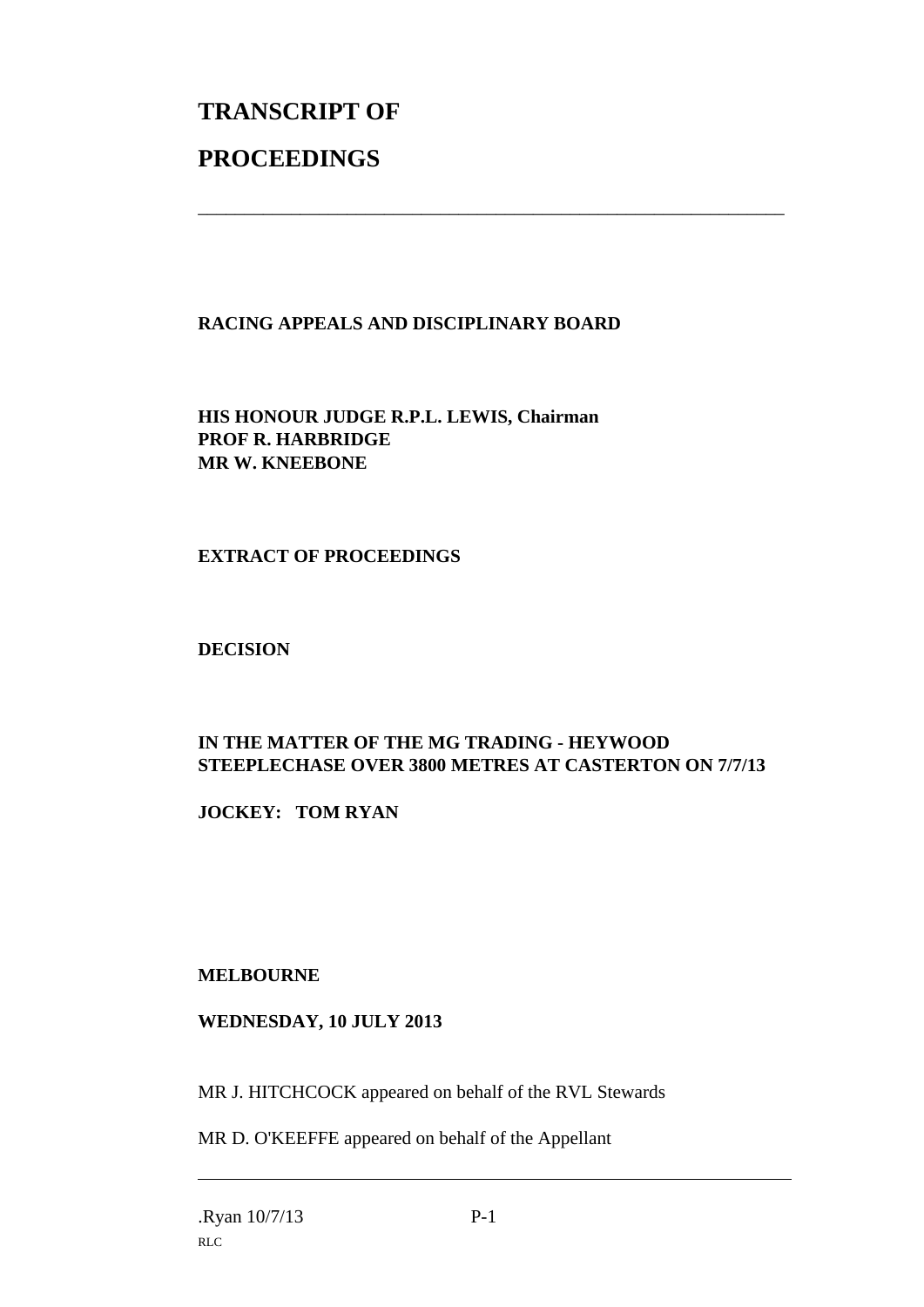# TRANSCRIPT OF

# PROCEEDINGS

---

**RACING APPEALS AND DISCIPLINARY BOARD**

**HIS HONOUR JUDGE R.P.L. LEWIS, Chairman**
**PROF R. HARBRIDGE**
**MR W. KNEEBONE**

**EXTRACT OF PROCEEDINGS**

**DECISION**

**IN THE MATTER OF THE MG TRADING - HEYWOOD STEEPLECHASE OVER 3800 METRES AT CASTERTON ON 7/7/13**

**JOCKEY: TOM RYAN**

**MELBOURNE**

**WEDNESDAY, 10 JULY 2013**

MR J. HITCHCOCK appeared on behalf of the RVL Stewards

MR D. O'KEEFFE appeared on behalf of the Appellant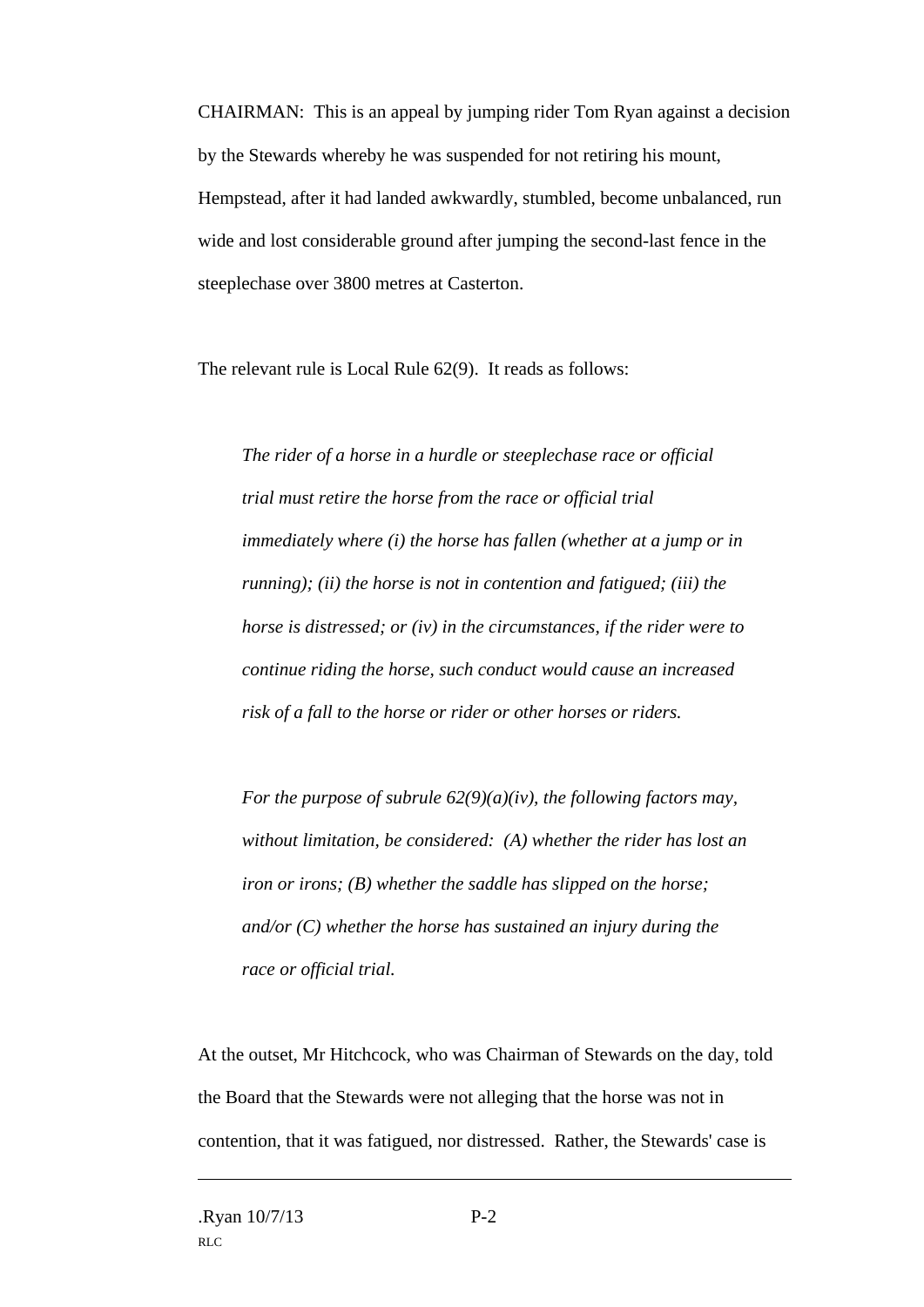CHAIRMAN: This is an appeal by jumping rider Tom Ryan against a decision by the Stewards whereby he was suspended for not retiring his mount, Hempstead, after it had landed awkwardly, stumbled, become unbalanced, run wide and lost considerable ground after jumping the second-last fence in the steeplechase over 3800 metres at Casterton.

The relevant rule is Local Rule 62(9). It reads as follows:

> *The rider of a horse in a hurdle or steeplechase race or official trial must retire the horse from the race or official trial immediately where (i) the horse has fallen (whether at a jump or in running); (ii) the horse is not in contention and fatigued; (iii) the horse is distressed; or (iv) in the circumstances, if the rider were to continue riding the horse, such conduct would cause an increased risk of a fall to the horse or rider or other horses or riders.*
>
> *For the purpose of subrule 62(9)(a)(iv), the following factors may, without limitation, be considered: (A) whether the rider has lost an iron or irons; (B) whether the saddle has slipped on the horse; and/or (C) whether the horse has sustained an injury during the race or official trial.*

At the outset, Mr Hitchcock, who was Chairman of Stewards on the day, told the Board that the Stewards were not alleging that the horse was not in contention, that it was fatigued, nor distressed. Rather, the Stewards' case is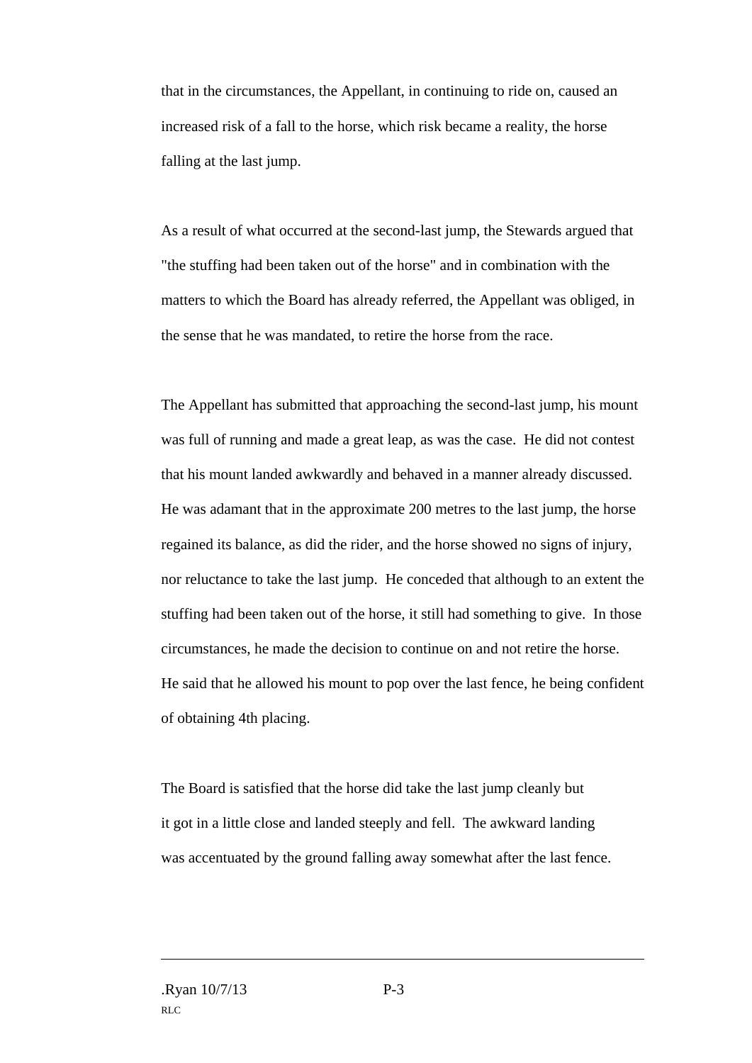that in the circumstances, the Appellant, in continuing to ride on, caused an increased risk of a fall to the horse, which risk became a reality, the horse falling at the last jump.

As a result of what occurred at the second-last jump, the Stewards argued that "the stuffing had been taken out of the horse" and in combination with the matters to which the Board has already referred, the Appellant was obliged, in the sense that he was mandated, to retire the horse from the race.

The Appellant has submitted that approaching the second-last jump, his mount was full of running and made a great leap, as was the case.  He did not contest that his mount landed awkwardly and behaved in a manner already discussed. He was adamant that in the approximate 200 metres to the last jump, the horse regained its balance, as did the rider, and the horse showed no signs of injury, nor reluctance to take the last jump.  He conceded that although to an extent the stuffing had been taken out of the horse, it still had something to give.  In those circumstances, he made the decision to continue on and not retire the horse. He said that he allowed his mount to pop over the last fence, he being confident of obtaining 4th placing.

The Board is satisfied that the horse did take the last jump cleanly but it got in a little close and landed steeply and fell.  The awkward landing was accentuated by the ground falling away somewhat after the last fence.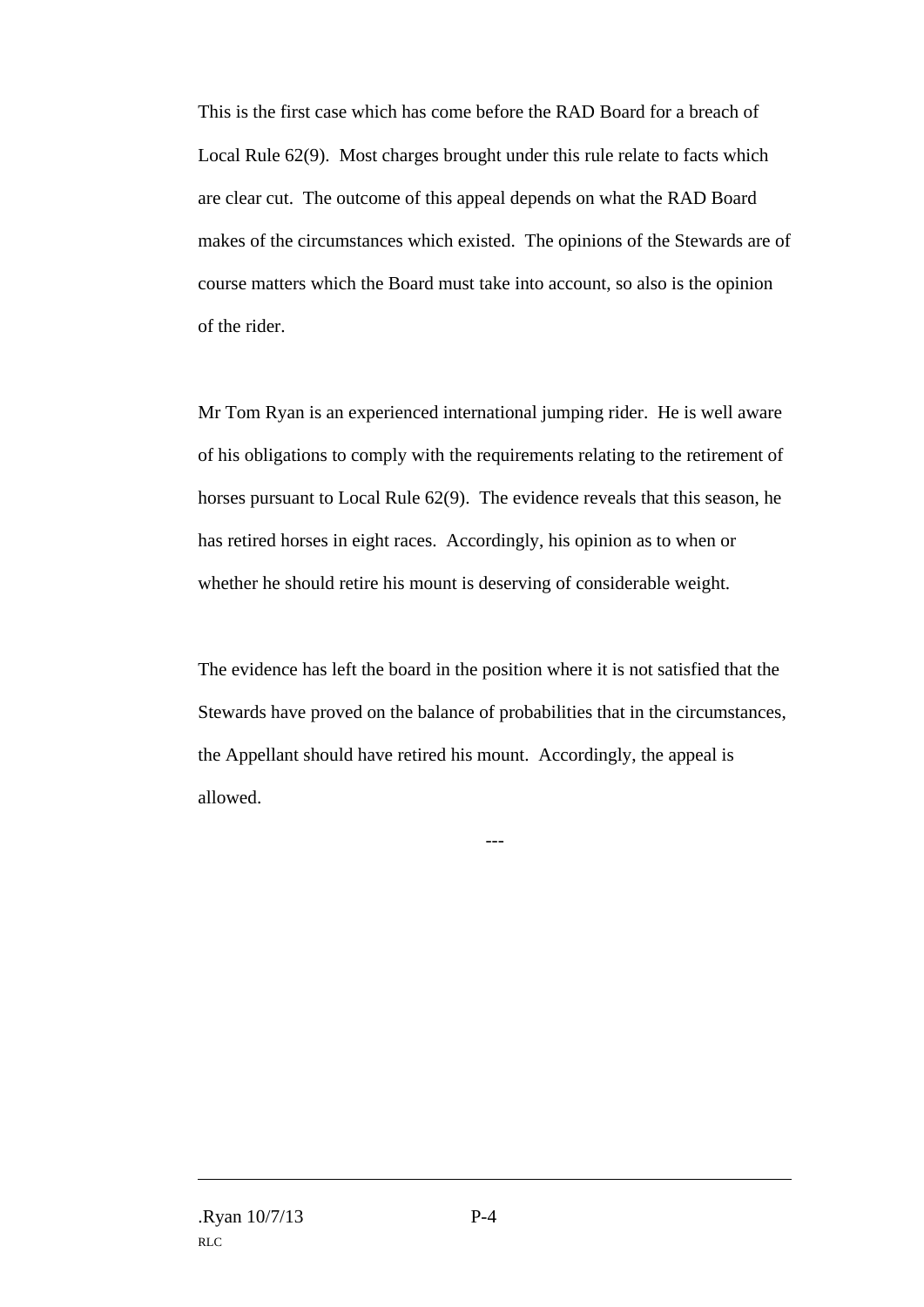This is the first case which has come before the RAD Board for a breach of Local Rule 62(9). Most charges brought under this rule relate to facts which are clear cut. The outcome of this appeal depends on what the RAD Board makes of the circumstances which existed. The opinions of the Stewards are of course matters which the Board must take into account, so also is the opinion of the rider.

Mr Tom Ryan is an experienced international jumping rider. He is well aware of his obligations to comply with the requirements relating to the retirement of horses pursuant to Local Rule 62(9). The evidence reveals that this season, he has retired horses in eight races. Accordingly, his opinion as to when or whether he should retire his mount is deserving of considerable weight.

The evidence has left the board in the position where it is not satisfied that the Stewards have proved on the balance of probabilities that in the circumstances, the Appellant should have retired his mount. Accordingly, the appeal is allowed.

---